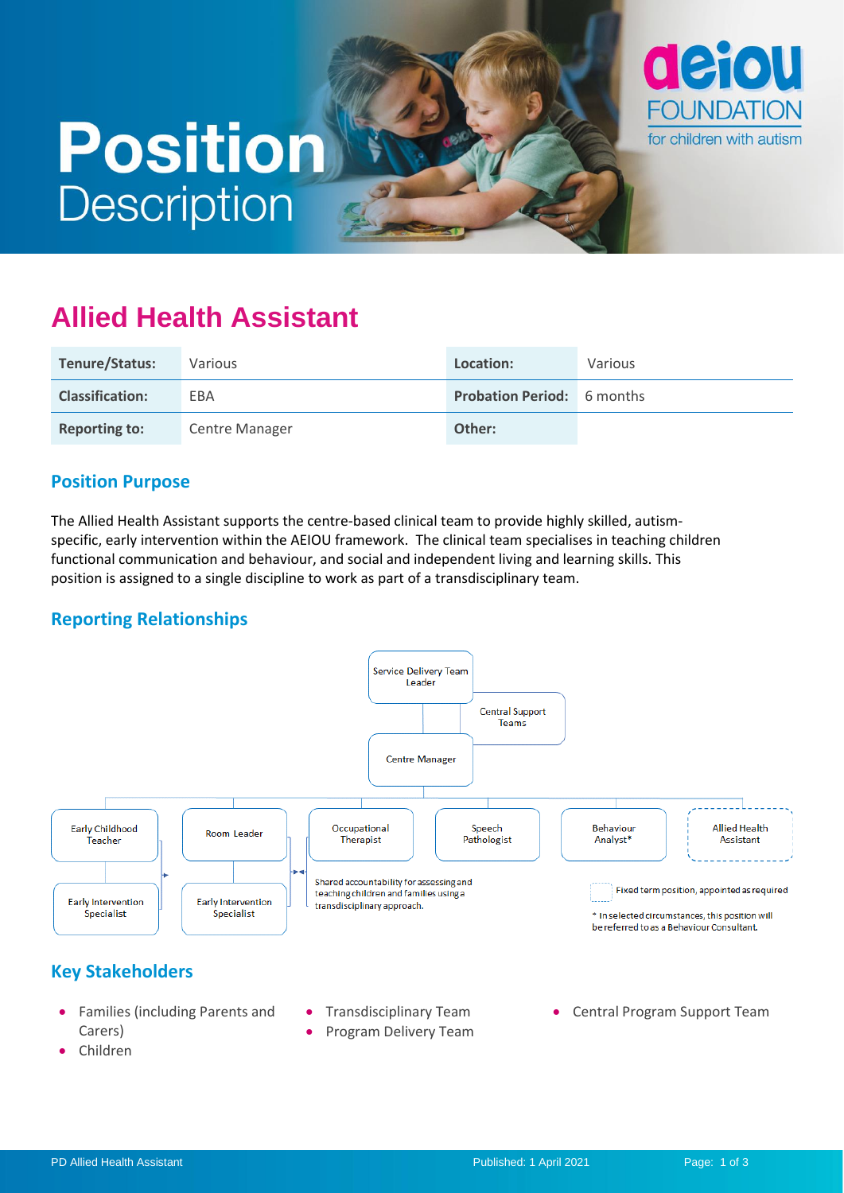# Position Description

aeiou FOUNDATION for children with autism

## Allied Health Assistant

| Tenure/Status: | Various | Location: | Various |
|---|---|---|---|
| Classification: | EBA | Probation Period: | 6 months |
| Reporting to: | Centre Manager | Other: | |

### Position Purpose

The Allied Health Assistant supports the centre-based clinical team to provide highly skilled, autism-specific, early intervention within the AEIOU framework. The clinical team specialises in teaching children functional communication and behaviour, and social and independent living and learning skills. This position is assigned to a single discipline to work as part of a transdisciplinary team.

### Reporting Relationships

Service Delivery Team Leader

Central Support Teams

Centre Manager

Early Childhood Teacher — Early Intervention Specialist

Room Leader — Early Intervention Specialist

Occupational Therapist

Speech Pathologist

Behaviour Analyst*

Allied Health Assistant

Shared accountability for assessing and teaching children and families using a transdisciplinary approach.

Fixed term position, appointed as required

* In selected circumstances, this position will be referred to as a Behaviour Consultant.

### Key Stakeholders

- Families (including Parents and Carers)
- Children
- Transdisciplinary Team
- Program Delivery Team
- Central Program Support Team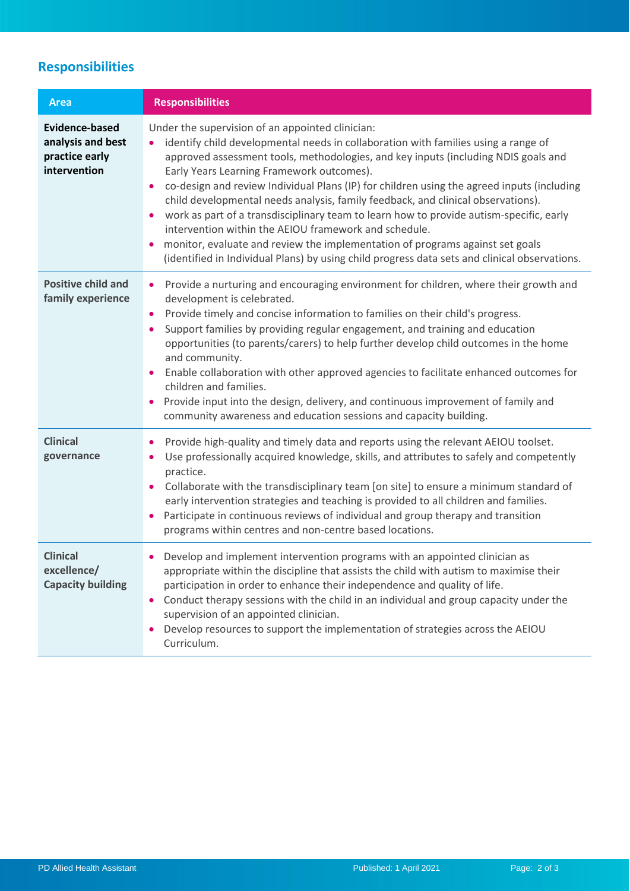## Responsibilities

| Area | Responsibilities |
|---|---|
| **Evidence-based analysis and best practice early intervention** | Under the supervision of an appointed clinician:<br>• identify child developmental needs in collaboration with families using a range of approved assessment tools, methodologies, and key inputs (including NDIS goals and Early Years Learning Framework outcomes).<br>• co-design and review Individual Plans (IP) for children using the agreed inputs (including child developmental needs analysis, family feedback, and clinical observations).<br>• work as part of a transdisciplinary team to learn how to provide autism-specific, early intervention within the AEIOU framework and schedule.<br>• monitor, evaluate and review the implementation of programs against set goals (identified in Individual Plans) by using child progress data sets and clinical observations. |
| **Positive child and family experience** | • Provide a nurturing and encouraging environment for children, where their growth and development is celebrated.<br>• Provide timely and concise information to families on their child's progress.<br>• Support families by providing regular engagement, and training and education opportunities (to parents/carers) to help further develop child outcomes in the home and community.<br>• Enable collaboration with other approved agencies to facilitate enhanced outcomes for children and families.<br>• Provide input into the design, delivery, and continuous improvement of family and community awareness and education sessions and capacity building. |
| **Clinical governance** | • Provide high-quality and timely data and reports using the relevant AEIOU toolset.<br>• Use professionally acquired knowledge, skills, and attributes to safely and competently practice.<br>• Collaborate with the transdisciplinary team [on site] to ensure a minimum standard of early intervention strategies and teaching is provided to all children and families.<br>• Participate in continuous reviews of individual and group therapy and transition programs within centres and non-centre based locations. |
| **Clinical excellence/ Capacity building** | • Develop and implement intervention programs with an appointed clinician as appropriate within the discipline that assists the child with autism to maximise their participation in order to enhance their independence and quality of life.<br>• Conduct therapy sessions with the child in an individual and group capacity under the supervision of an appointed clinician.<br>• Develop resources to support the implementation of strategies across the AEIOU Curriculum. |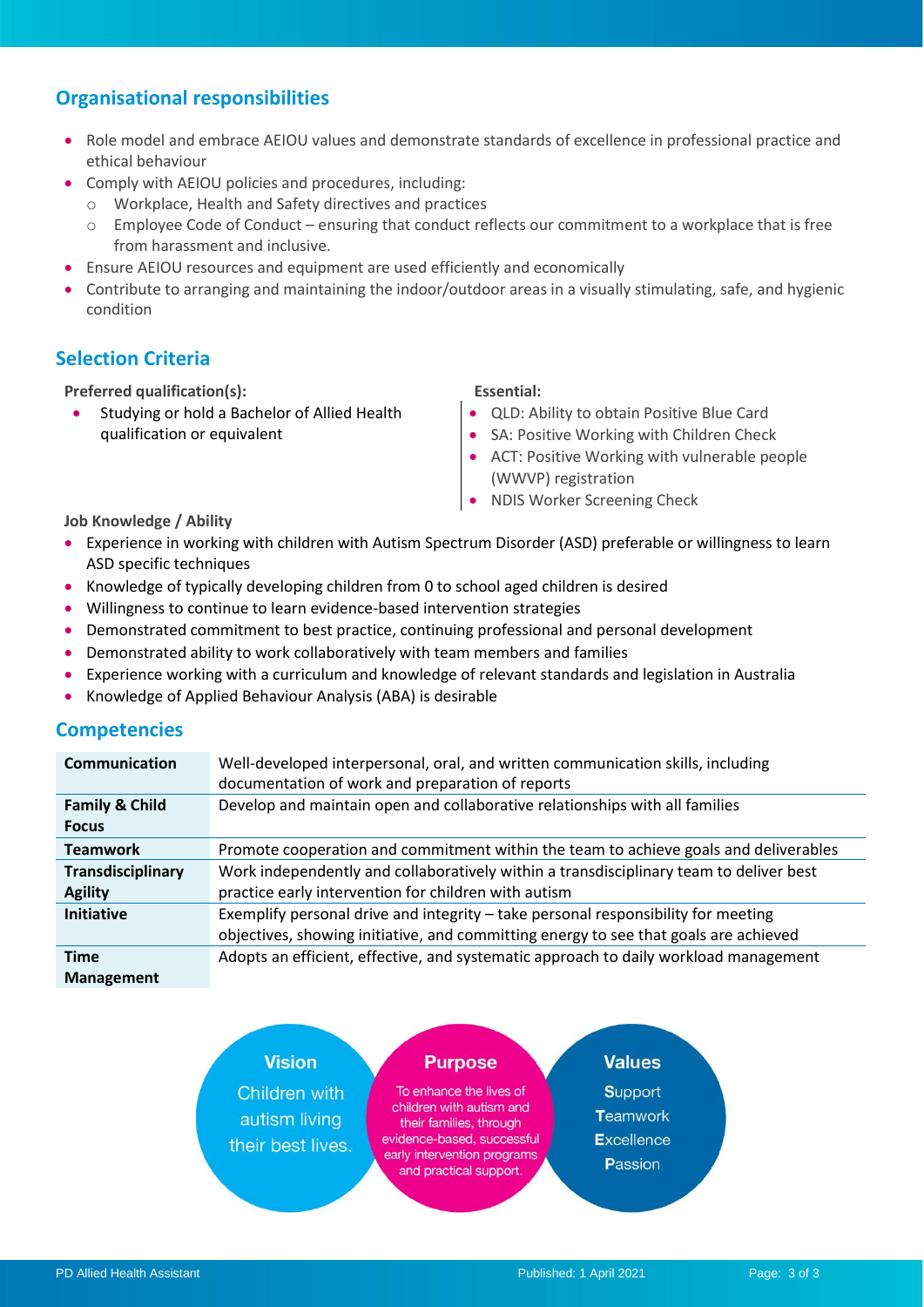## Organisational responsibilities

- Role model and embrace AEIOU values and demonstrate standards of excellence in professional practice and ethical behaviour
- Comply with AEIOU policies and procedures, including:
  - Workplace, Health and Safety directives and practices
  - Employee Code of Conduct – ensuring that conduct reflects our commitment to a workplace that is free from harassment and inclusive.
- Ensure AEIOU resources and equipment are used efficiently and economically
- Contribute to arranging and maintaining the indoor/outdoor areas in a visually stimulating, safe, and hygienic condition

## Selection Criteria

**Preferred qualification(s):**

- Studying or hold a Bachelor of Allied Health qualification or equivalent

**Essential:**

- QLD: Ability to obtain Positive Blue Card
- SA: Positive Working with Children Check
- ACT: Positive Working with vulnerable people (WWVP) registration
- NDIS Worker Screening Check

**Job Knowledge / Ability**

- Experience in working with children with Autism Spectrum Disorder (ASD) preferable or willingness to learn ASD specific techniques
- Knowledge of typically developing children from 0 to school aged children is desired
- Willingness to continue to learn evidence-based intervention strategies
- Demonstrated commitment to best practice, continuing professional and personal development
- Demonstrated ability to work collaboratively with team members and families
- Experience working with a curriculum and knowledge of relevant standards and legislation in Australia
- Knowledge of Applied Behaviour Analysis (ABA) is desirable

## Competencies

| | |
|---|---|
| **Communication** | Well-developed interpersonal, oral, and written communication skills, including documentation of work and preparation of reports |
| **Family & Child Focus** | Develop and maintain open and collaborative relationships with all families |
| **Teamwork** | Promote cooperation and commitment within the team to achieve goals and deliverables |
| **Transdisciplinary Agility** | Work independently and collaboratively within a transdisciplinary team to deliver best practice early intervention for children with autism |
| **Initiative** | Exemplify personal drive and integrity – take personal responsibility for meeting objectives, showing initiative, and committing energy to see that goals are achieved |
| **Time Management** | Adopts an efficient, effective, and systematic approach to daily workload management |

**Vision**

Children with autism living their best lives.

**Purpose**

To enhance the lives of children with autism and their families, through evidence-based, successful early intervention programs and practical support.

**Values**

**S**upport
**T**eamwork
**E**xcellence
**P**assion